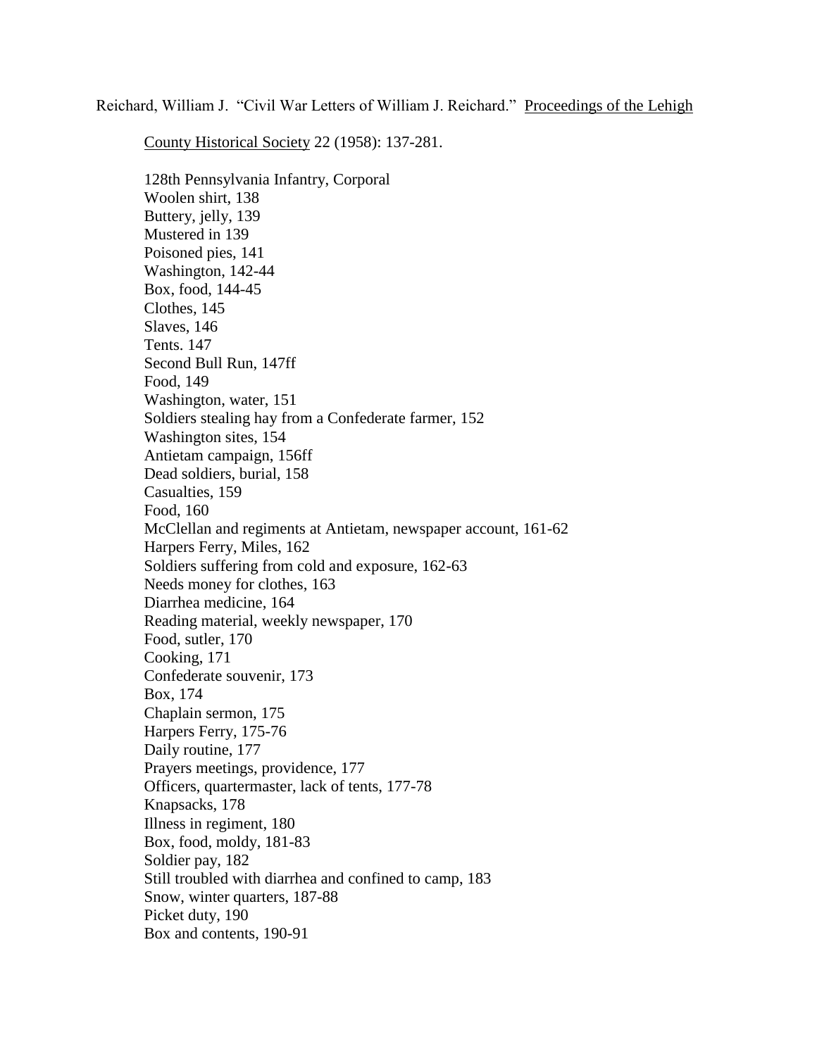Reichard, William J. "Civil War Letters of William J. Reichard." Proceedings of the Lehigh County Historical Society 22 (1958): 137-281.

128th Pennsylvania Infantry, Corporal
Woolen shirt, 138
Buttery, jelly, 139
Mustered in 139
Poisoned pies, 141
Washington, 142-44
Box, food, 144-45
Clothes, 145
Slaves, 146
Tents. 147
Second Bull Run, 147ff
Food, 149
Washington, water, 151
Soldiers stealing hay from a Confederate farmer, 152
Washington sites, 154
Antietam campaign, 156ff
Dead soldiers, burial, 158
Casualties, 159
Food, 160
McClellan and regiments at Antietam, newspaper account, 161-62
Harpers Ferry, Miles, 162
Soldiers suffering from cold and exposure, 162-63
Needs money for clothes, 163
Diarrhea medicine, 164
Reading material, weekly newspaper, 170
Food, sutler, 170
Cooking, 171
Confederate souvenir, 173
Box, 174
Chaplain sermon, 175
Harpers Ferry, 175-76
Daily routine, 177
Prayers meetings, providence, 177
Officers, quartermaster, lack of tents, 177-78
Knapsacks, 178
Illness in regiment, 180
Box, food, moldy, 181-83
Soldier pay, 182
Still troubled with diarrhea and confined to camp, 183
Snow, winter quarters, 187-88
Picket duty, 190
Box and contents, 190-91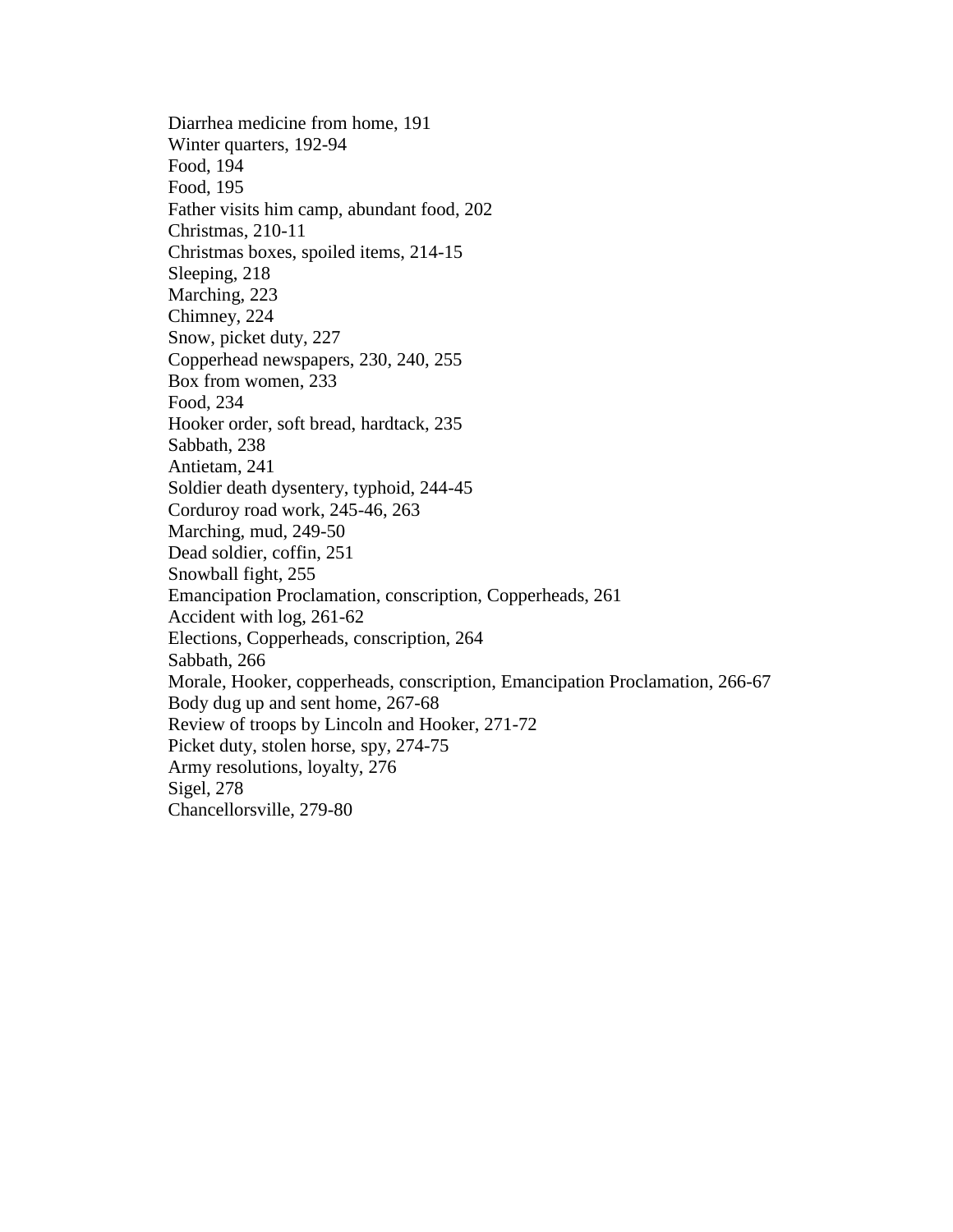Diarrhea medicine from home, 191
Winter quarters, 192-94
Food, 194
Food, 195
Father visits him camp, abundant food, 202
Christmas, 210-11
Christmas boxes, spoiled items, 214-15
Sleeping, 218
Marching, 223
Chimney, 224
Snow, picket duty, 227
Copperhead newspapers, 230, 240, 255
Box from women, 233
Food, 234
Hooker order, soft bread, hardtack, 235
Sabbath, 238
Antietam, 241
Soldier death dysentery, typhoid, 244-45
Corduroy road work, 245-46, 263
Marching, mud, 249-50
Dead soldier, coffin, 251
Snowball fight, 255
Emancipation Proclamation, conscription, Copperheads, 261
Accident with log, 261-62
Elections, Copperheads, conscription, 264
Sabbath, 266
Morale, Hooker, copperheads, conscription, Emancipation Proclamation, 266-67
Body dug up and sent home, 267-68
Review of troops by Lincoln and Hooker, 271-72
Picket duty, stolen horse, spy, 274-75
Army resolutions, loyalty, 276
Sigel, 278
Chancellorsville, 279-80